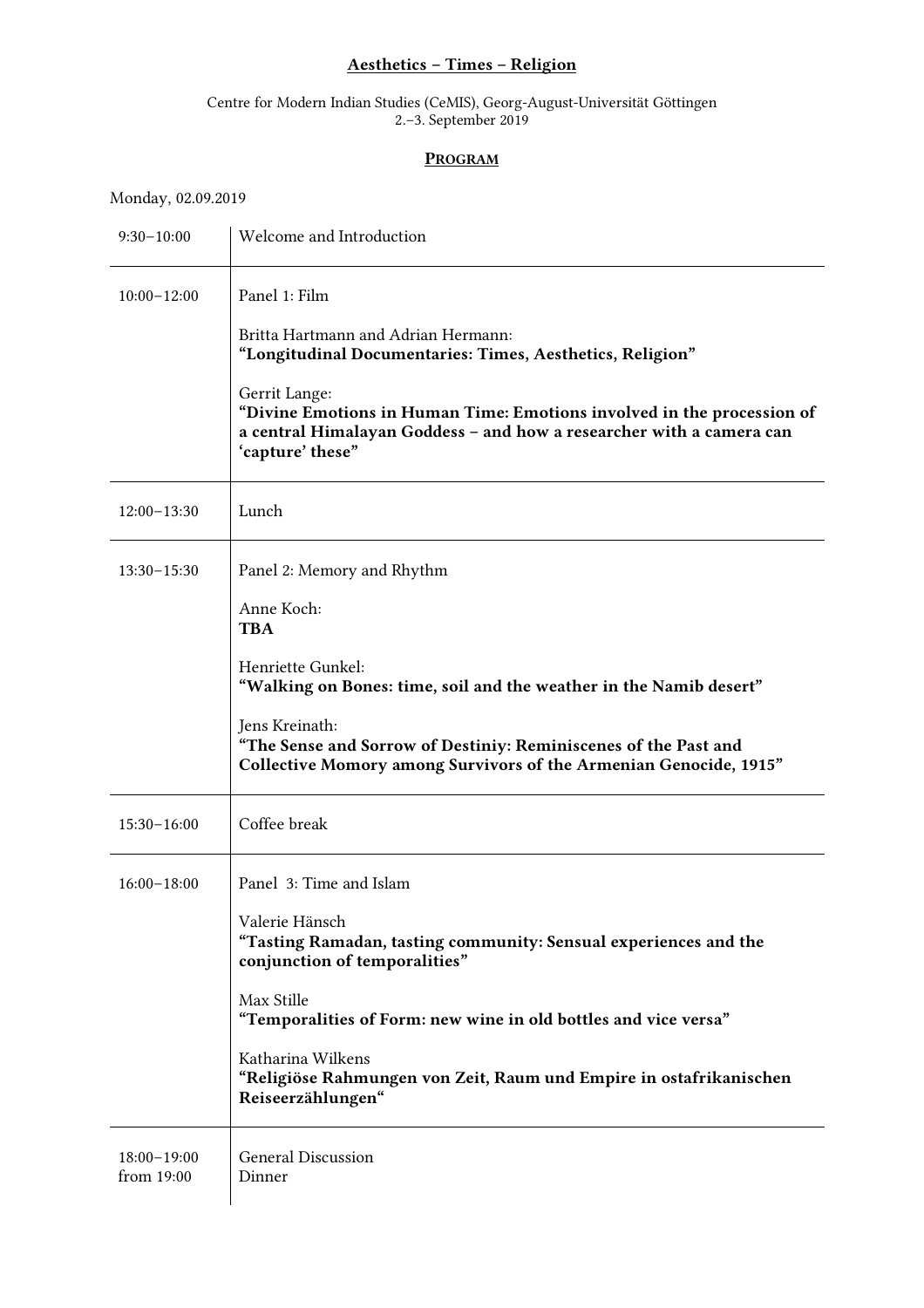# Aesthetics – Times – Religion

Centre for Modern Indian Studies (CeMIS), Georg-August-Universität Göttingen
2.–3. September 2019

## PROGRAM

Monday, 02.09.2019

| | |
|---|---|
| 9:30–10:00 | Welcome and Introduction |
| 10:00–12:00 | Panel 1: Film<br><br>Britta Hartmann and Adrian Hermann:<br>**"Longitudinal Documentaries: Times, Aesthetics, Religion"**<br><br>Gerrit Lange:<br>**"Divine Emotions in Human Time: Emotions involved in the procession of a central Himalayan Goddess – and how a researcher with a camera can 'capture' these"** |
| 12:00–13:30 | Lunch |
| 13:30–15:30 | Panel 2: Memory and Rhythm<br><br>Anne Koch:<br>**TBA**<br><br>Henriette Gunkel:<br>**"Walking on Bones: time, soil and the weather in the Namib desert"**<br><br>Jens Kreinath:<br>**"The Sense and Sorrow of Destiniy: Reminiscenes of the Past and Collective Momory among Survivors of the Armenian Genocide, 1915"** |
| 15:30–16:00 | Coffee break |
| 16:00–18:00 | Panel 3: Time and Islam<br><br>Valerie Hänsch<br>**"Tasting Ramadan, tasting community: Sensual experiences and the conjunction of temporalities"**<br><br>Max Stille<br>**"Temporalities of Form: new wine in old bottles and vice versa"**<br><br>Katharina Wilkens<br>**"Religiöse Rahmungen von Zeit, Raum und Empire in ostafrikanischen Reiseerzählungen"** |
| 18:00–19:00<br>from 19:00 | General Discussion<br>Dinner |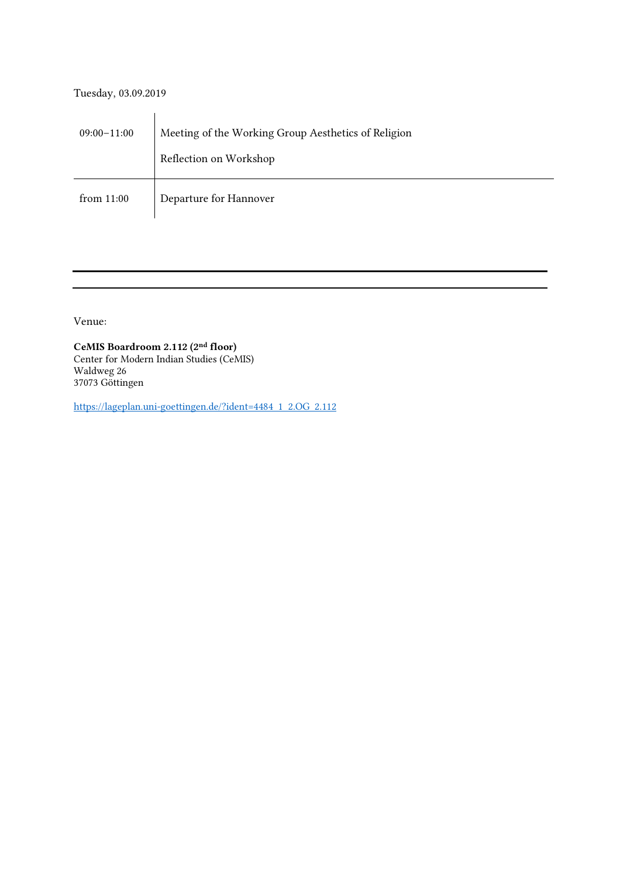Tuesday, 03.09.2019

| | |
|---|---|
| 09:00–11:00 | Meeting of the Working Group Aesthetics of Religion<br>Reflection on Workshop |
| from 11:00 | Departure for Hannover |

---

Venue:

**CeMIS Boardroom 2.112 (2nd floor)**
Center for Modern Indian Studies (CeMIS)
Waldweg 26
37073 Göttingen

https://lageplan.uni-goettingen.de/?ident=4484_1_2.OG_2.112